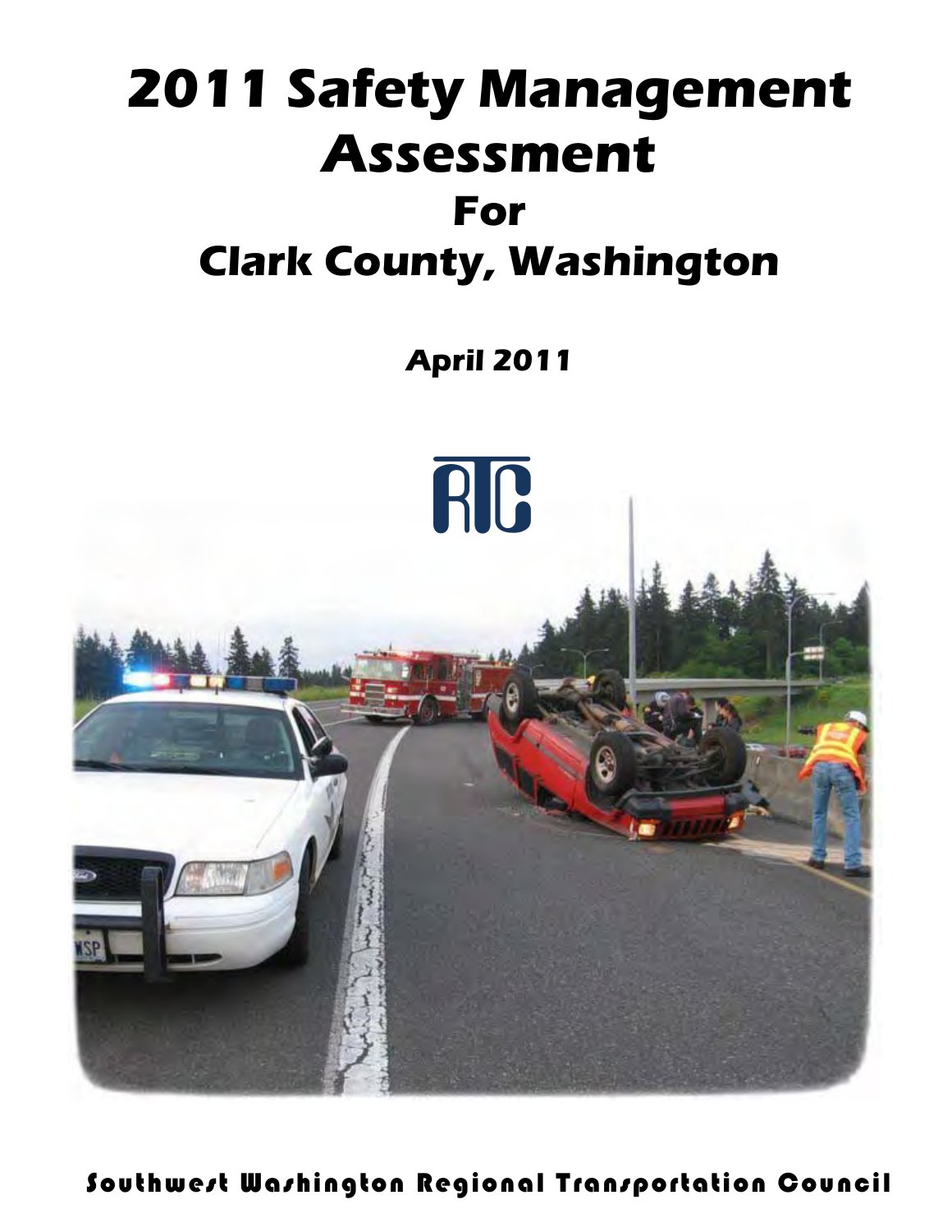# 2011 Safety Management Assessment

## For

## Clark County, Washington

***April 2011***

RTC

**Southwest Washington Regional Transportation Council**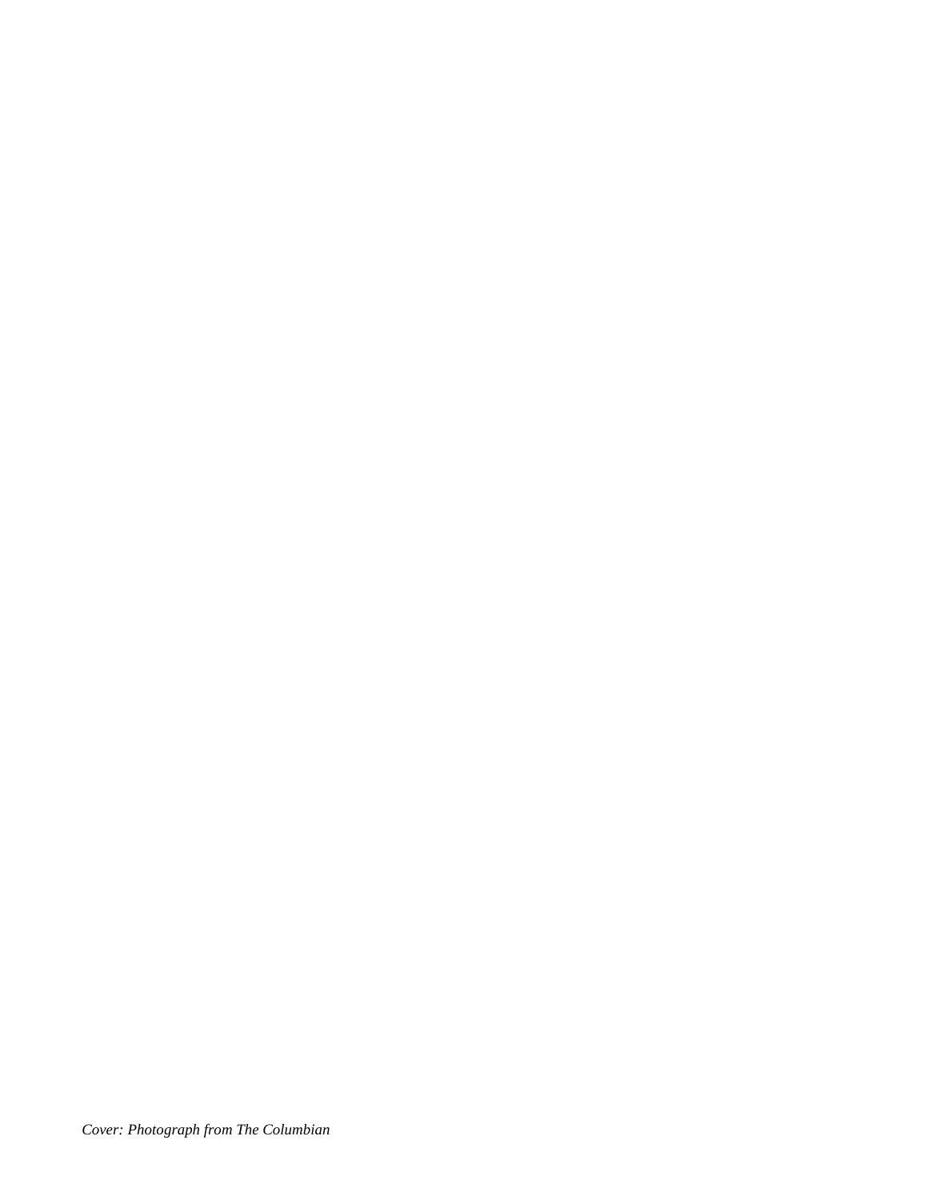*Cover: Photograph from The Columbian*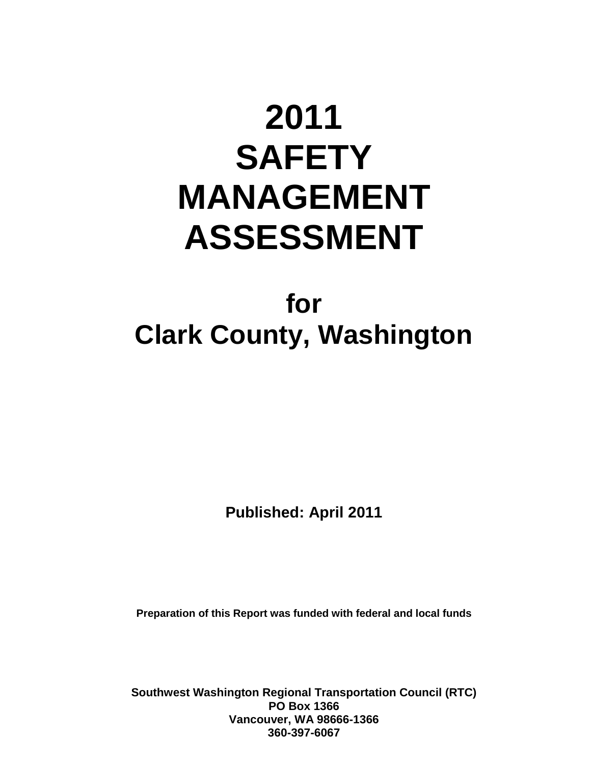# 2011 SAFETY MANAGEMENT ASSESSMENT

## for Clark County, Washington

**Published: April 2011**

**Preparation of this Report was funded with federal and local funds**

**Southwest Washington Regional Transportation Council (RTC)**
**PO Box 1366**
**Vancouver, WA 98666-1366**
**360-397-6067**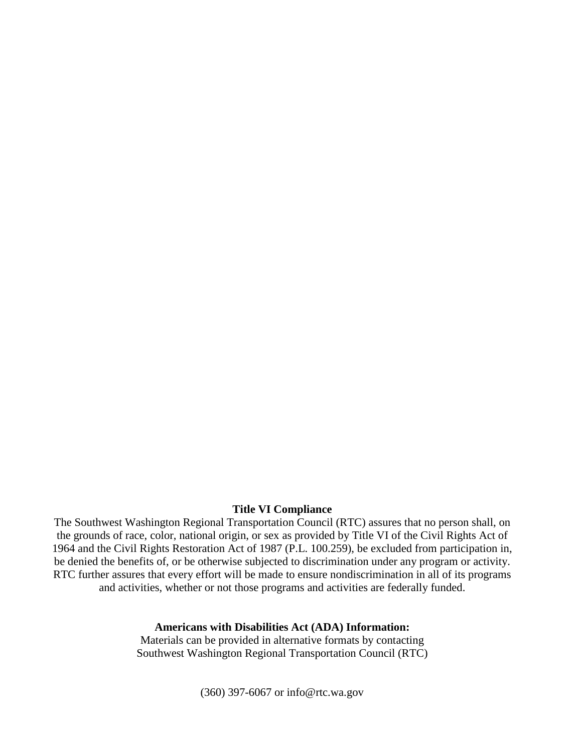**Title VI Compliance**

The Southwest Washington Regional Transportation Council (RTC) assures that no person shall, on the grounds of race, color, national origin, or sex as provided by Title VI of the Civil Rights Act of 1964 and the Civil Rights Restoration Act of 1987 (P.L. 100.259), be excluded from participation in, be denied the benefits of, or be otherwise subjected to discrimination under any program or activity. RTC further assures that every effort will be made to ensure nondiscrimination in all of its programs and activities, whether or not those programs and activities are federally funded.

**Americans with Disabilities Act (ADA) Information:**

Materials can be provided in alternative formats by contacting Southwest Washington Regional Transportation Council (RTC)

(360) 397-6067 or info@rtc.wa.gov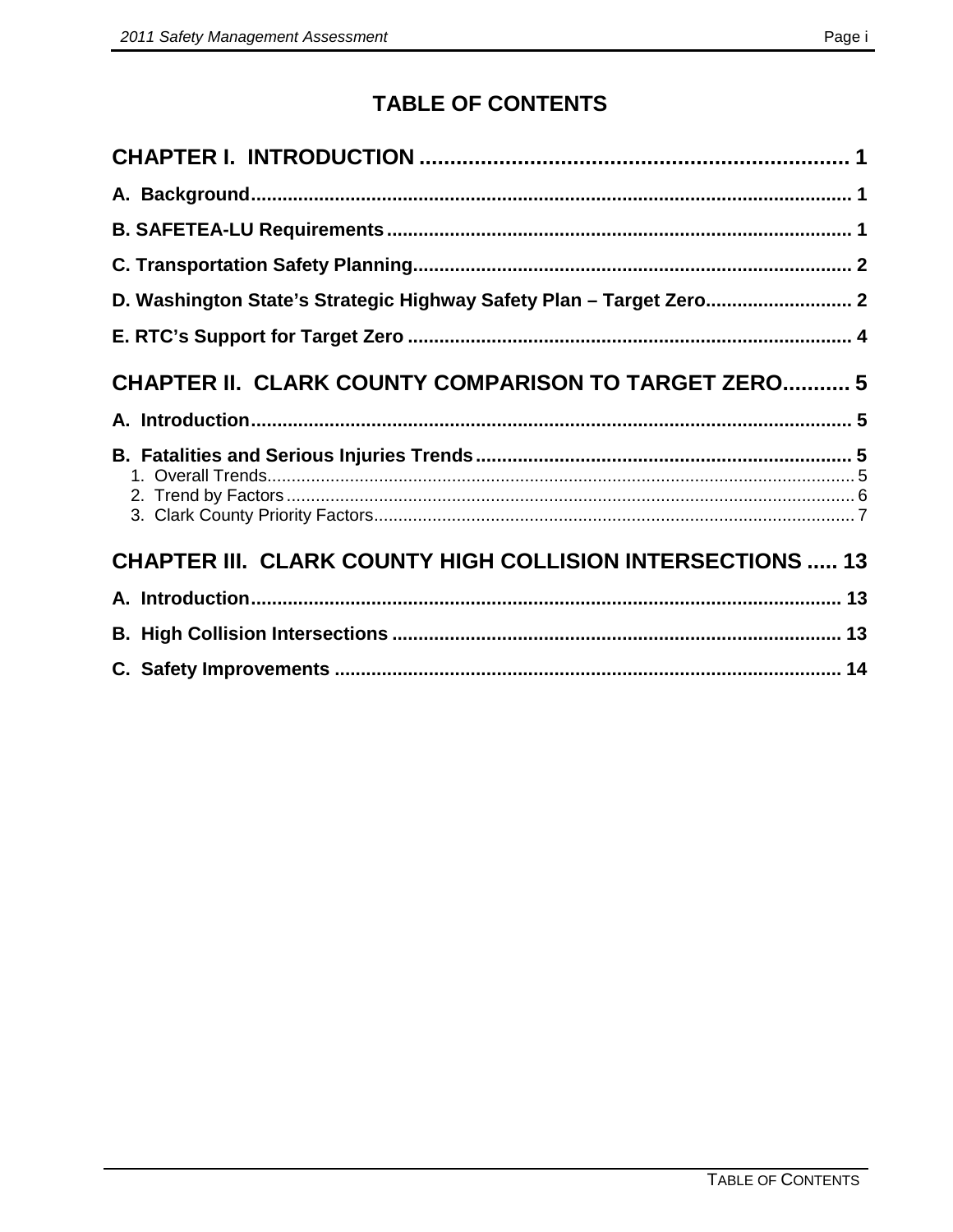# TABLE OF CONTENTS

**CHAPTER I. INTRODUCTION ...................................................................... 1**

**A. Background................................................................................................ 1**

**B. SAFETEA-LU Requirements........................................................................ 1**

**C. Transportation Safety Planning.................................................................. 2**

**D. Washington State's Strategic Highway Safety Plan – Target Zero............................ 2**

**E. RTC's Support for Target Zero .................................................................... 4**

**CHAPTER II. CLARK COUNTY COMPARISON TO TARGET ZERO........... 5**

**A. Introduction................................................................................................ 5**

**B. Fatalities and Serious Injuries Trends........................................................ 5**

1. Overall Trends......................................................................................... 5
2. Trend by Factors..................................................................................... 6
3. Clark County Priority Factors.................................................................. 7

**CHAPTER III. CLARK COUNTY HIGH COLLISION INTERSECTIONS ..... 13**

**A. Introduction.............................................................................................. 13**

**B. High Collision Intersections ..................................................................... 13**

**C. Safety Improvements ............................................................................... 14**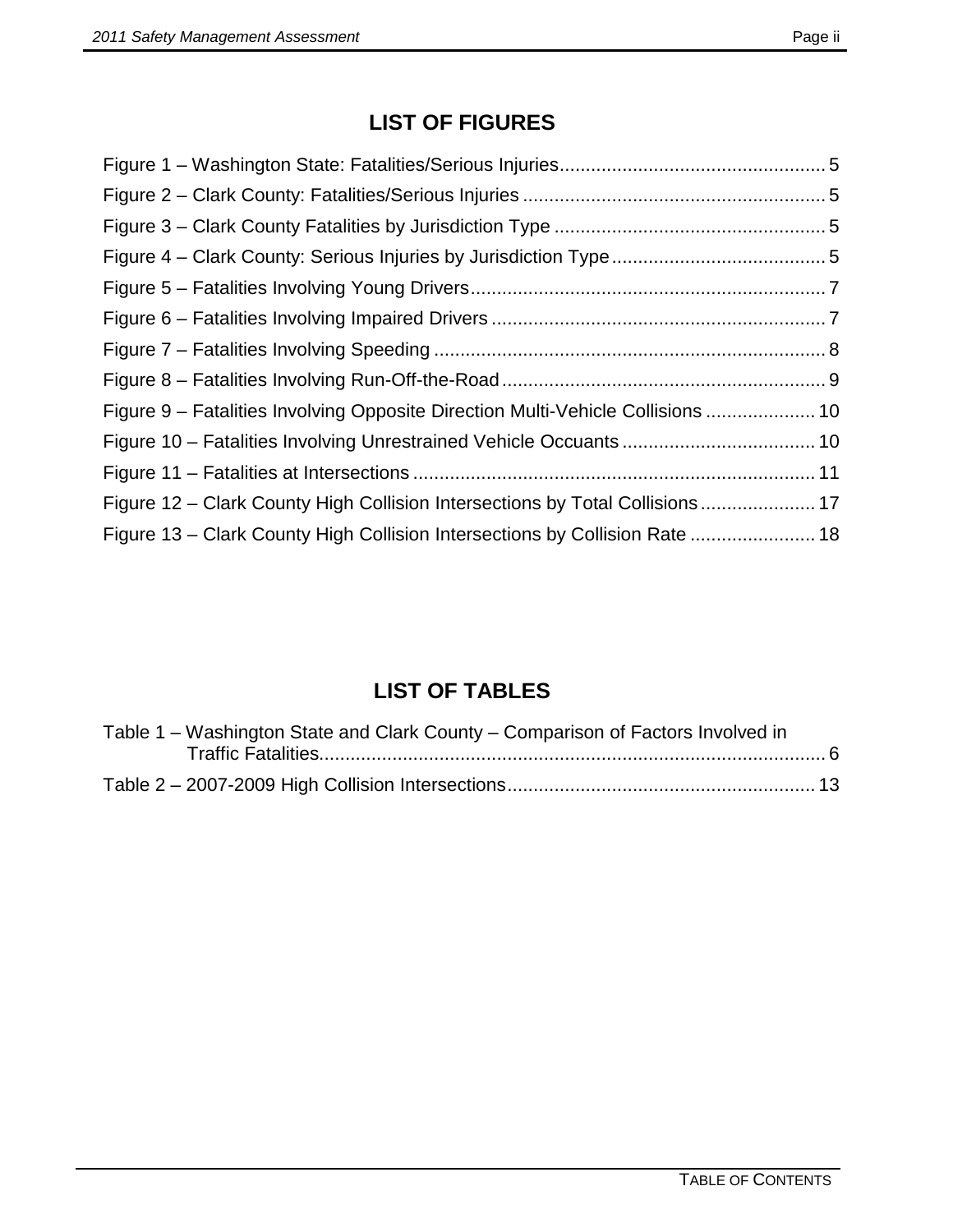## LIST OF FIGURES

Figure 1 – Washington State: Fatalities/Serious Injuries .................................................. 5
Figure 2 – Clark County: Fatalities/Serious Injuries .......................................................... 5
Figure 3 – Clark County Fatalities by Jurisdiction Type .................................................... 5
Figure 4 – Clark County: Serious Injuries by Jurisdiction Type .......................................... 5
Figure 5 – Fatalities Involving Young Drivers .................................................................... 7
Figure 6 – Fatalities Involving Impaired Drivers ................................................................ 7
Figure 7 – Fatalities Involving Speeding ............................................................................ 8
Figure 8 – Fatalities Involving Run-Off-the-Road .............................................................. 9
Figure 9 – Fatalities Involving Opposite Direction Multi-Vehicle Collisions ..................... 10
Figure 10 – Fatalities Involving Unrestrained Vehicle Occuants ..................................... 10
Figure 11 – Fatalities at Intersections ............................................................................. 11
Figure 12 – Clark County High Collision Intersections by Total Collisions ...................... 17
Figure 13 – Clark County High Collision Intersections by Collision Rate ........................ 18

## LIST OF TABLES

Table 1 – Washington State and Clark County – Comparison of Factors Involved in Traffic Fatalities .................................................................................................. 6
Table 2 – 2007-2009 High Collision Intersections ........................................................... 13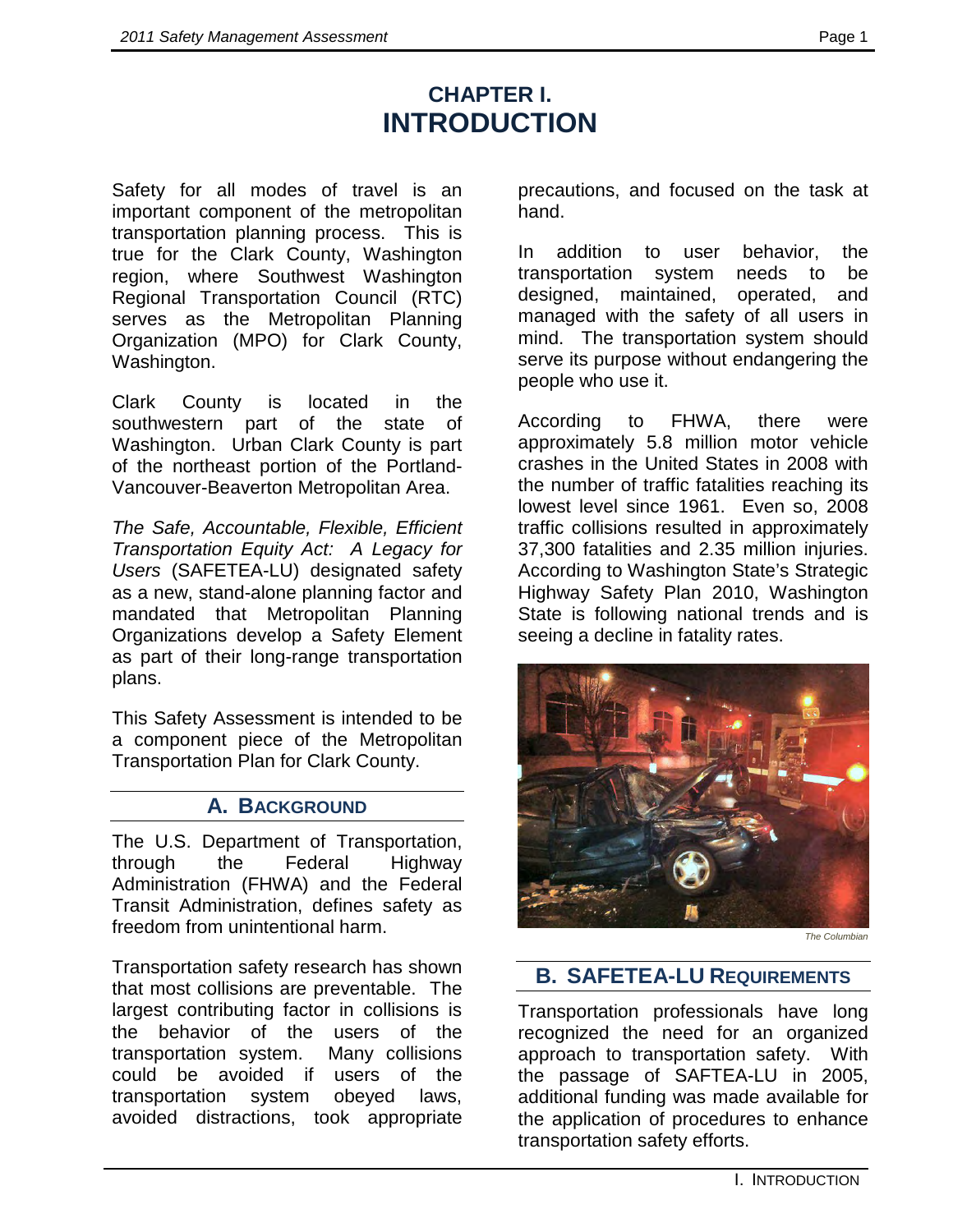# CHAPTER I.
# INTRODUCTION

Safety for all modes of travel is an important component of the metropolitan transportation planning process. This is true for the Clark County, Washington region, where Southwest Washington Regional Transportation Council (RTC) serves as the Metropolitan Planning Organization (MPO) for Clark County, Washington.

Clark County is located in the southwestern part of the state of Washington. Urban Clark County is part of the northeast portion of the Portland-Vancouver-Beaverton Metropolitan Area.

*The Safe, Accountable, Flexible, Efficient Transportation Equity Act: A Legacy for Users* (SAFETEA-LU) designated safety as a new, stand-alone planning factor and mandated that Metropolitan Planning Organizations develop a Safety Element as part of their long-range transportation plans.

This Safety Assessment is intended to be a component piece of the Metropolitan Transportation Plan for Clark County.

## A. Background

The U.S. Department of Transportation, through the Federal Highway Administration (FHWA) and the Federal Transit Administration, defines safety as freedom from unintentional harm.

Transportation safety research has shown that most collisions are preventable. The largest contributing factor in collisions is the behavior of the users of the transportation system. Many collisions could be avoided if users of the transportation system obeyed laws, avoided distractions, took appropriate precautions, and focused on the task at hand.

In addition to user behavior, the transportation system needs to be designed, maintained, operated, and managed with the safety of all users in mind. The transportation system should serve its purpose without endangering the people who use it.

According to FHWA, there were approximately 5.8 million motor vehicle crashes in the United States in 2008 with the number of traffic fatalities reaching its lowest level since 1961. Even so, 2008 traffic collisions resulted in approximately 37,300 fatalities and 2.35 million injuries. According to Washington State's Strategic Highway Safety Plan 2010, Washington State is following national trends and is seeing a decline in fatality rates.

*The Columbian*

## B. SAFETEA-LU Requirements

Transportation professionals have long recognized the need for an organized approach to transportation safety. With the passage of SAFTEA-LU in 2005, additional funding was made available for the application of procedures to enhance transportation safety efforts.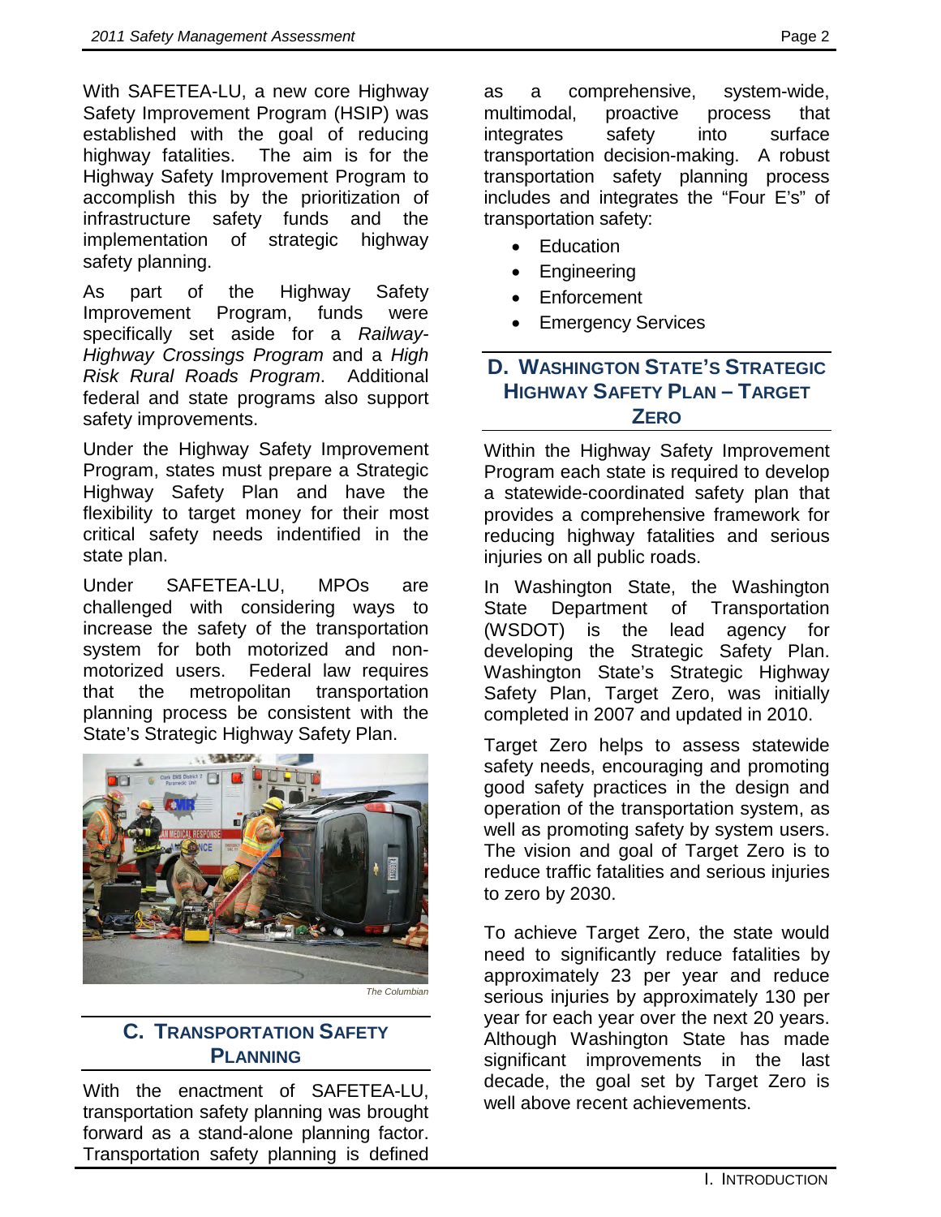With SAFETEA-LU, a new core Highway Safety Improvement Program (HSIP) was established with the goal of reducing highway fatalities. The aim is for the Highway Safety Improvement Program to accomplish this by the prioritization of infrastructure safety funds and the implementation of strategic highway safety planning.

As part of the Highway Safety Improvement Program, funds were specifically set aside for a *Railway-Highway Crossings Program* and a *High Risk Rural Roads Program*. Additional federal and state programs also support safety improvements.

Under the Highway Safety Improvement Program, states must prepare a Strategic Highway Safety Plan and have the flexibility to target money for their most critical safety needs indentified in the state plan.

Under SAFETEA-LU, MPOs are challenged with considering ways to increase the safety of the transportation system for both motorized and non-motorized users. Federal law requires that the metropolitan transportation planning process be consistent with the State's Strategic Highway Safety Plan.

*The Columbian*

## C. Transportation Safety Planning

With the enactment of SAFETEA-LU, transportation safety planning was brought forward as a stand-alone planning factor. Transportation safety planning is defined as a comprehensive, system-wide, multimodal, proactive process that integrates safety into surface transportation decision-making. A robust transportation safety planning process includes and integrates the "Four E's" of transportation safety:

- Education
- Engineering
- Enforcement
- Emergency Services

## D. Washington State's Strategic Highway Safety Plan – Target Zero

Within the Highway Safety Improvement Program each state is required to develop a statewide-coordinated safety plan that provides a comprehensive framework for reducing highway fatalities and serious injuries on all public roads.

In Washington State, the Washington State Department of Transportation (WSDOT) is the lead agency for developing the Strategic Safety Plan. Washington State's Strategic Highway Safety Plan, Target Zero, was initially completed in 2007 and updated in 2010.

Target Zero helps to assess statewide safety needs, encouraging and promoting good safety practices in the design and operation of the transportation system, as well as promoting safety by system users. The vision and goal of Target Zero is to reduce traffic fatalities and serious injuries to zero by 2030.

To achieve Target Zero, the state would need to significantly reduce fatalities by approximately 23 per year and reduce serious injuries by approximately 130 per year for each year over the next 20 years. Although Washington State has made significant improvements in the last decade, the goal set by Target Zero is well above recent achievements.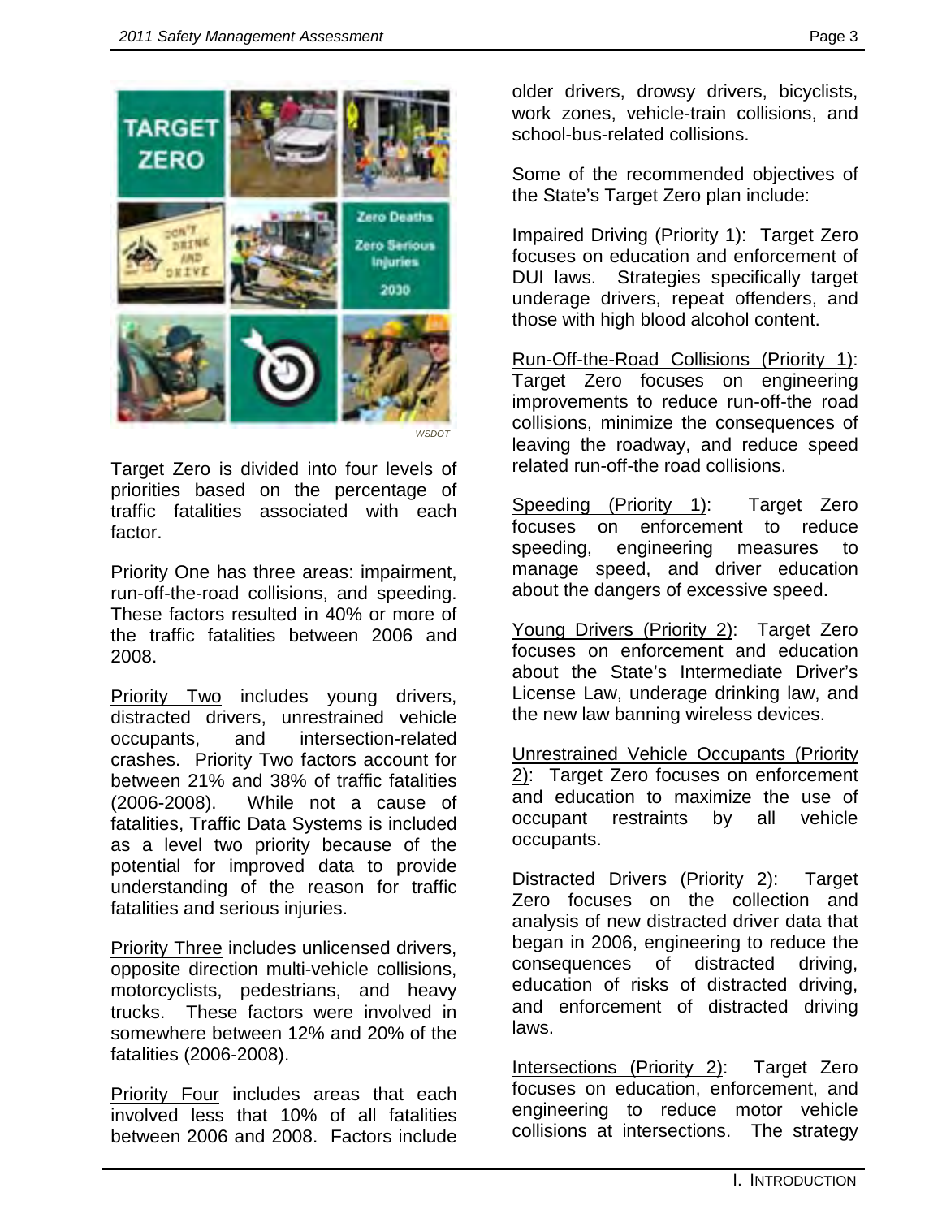WSDOT

Target Zero is divided into four levels of priorities based on the percentage of traffic fatalities associated with each factor.

Priority One has three areas: impairment, run-off-the-road collisions, and speeding. These factors resulted in 40% or more of the traffic fatalities between 2006 and 2008.

Priority Two includes young drivers, distracted drivers, unrestrained vehicle occupants, and intersection-related crashes. Priority Two factors account for between 21% and 38% of traffic fatalities (2006-2008). While not a cause of fatalities, Traffic Data Systems is included as a level two priority because of the potential for improved data to provide understanding of the reason for traffic fatalities and serious injuries.

Priority Three includes unlicensed drivers, opposite direction multi-vehicle collisions, motorcyclists, pedestrians, and heavy trucks. These factors were involved in somewhere between 12% and 20% of the fatalities (2006-2008).

Priority Four includes areas that each involved less that 10% of all fatalities between 2006 and 2008. Factors include older drivers, drowsy drivers, bicyclists, work zones, vehicle-train collisions, and school-bus-related collisions.

Some of the recommended objectives of the State's Target Zero plan include:

Impaired Driving (Priority 1): Target Zero focuses on education and enforcement of DUI laws. Strategies specifically target underage drivers, repeat offenders, and those with high blood alcohol content.

Run-Off-the-Road Collisions (Priority 1): Target Zero focuses on engineering improvements to reduce run-off-the road collisions, minimize the consequences of leaving the roadway, and reduce speed related run-off-the road collisions.

Speeding (Priority 1): Target Zero focuses on enforcement to reduce speeding, engineering measures to manage speed, and driver education about the dangers of excessive speed.

Young Drivers (Priority 2): Target Zero focuses on enforcement and education about the State's Intermediate Driver's License Law, underage drinking law, and the new law banning wireless devices.

Unrestrained Vehicle Occupants (Priority 2): Target Zero focuses on enforcement and education to maximize the use of occupant restraints by all vehicle occupants.

Distracted Drivers (Priority 2): Target Zero focuses on the collection and analysis of new distracted driver data that began in 2006, engineering to reduce the consequences of distracted driving, education of risks of distracted driving, and enforcement of distracted driving laws.

Intersections (Priority 2): Target Zero focuses on education, enforcement, and engineering to reduce motor vehicle collisions at intersections. The strategy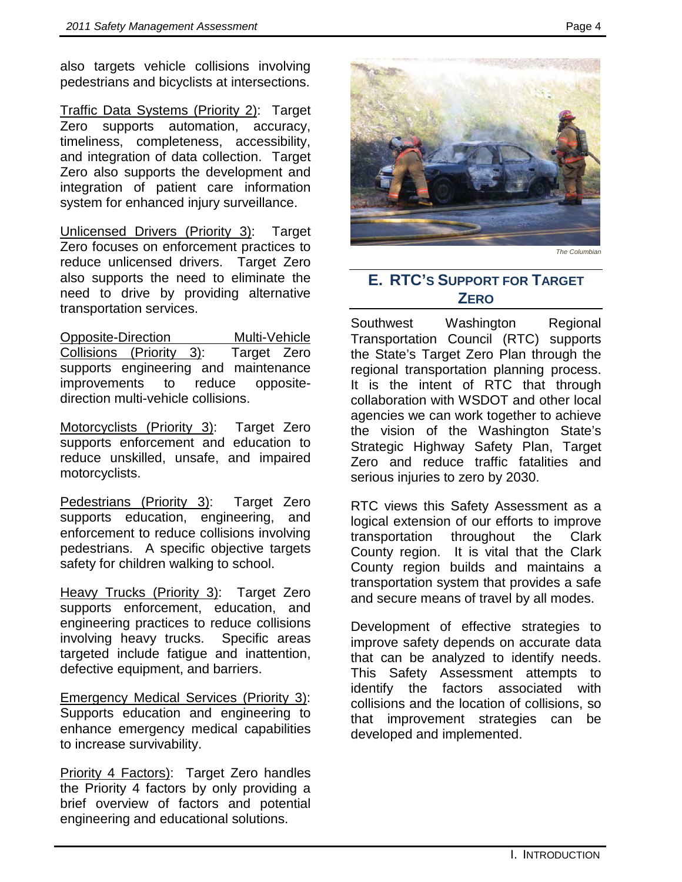also targets vehicle collisions involving pedestrians and bicyclists at intersections.

Traffic Data Systems (Priority 2): Target Zero supports automation, accuracy, timeliness, completeness, accessibility, and integration of data collection. Target Zero also supports the development and integration of patient care information system for enhanced injury surveillance.

Unlicensed Drivers (Priority 3): Target Zero focuses on enforcement practices to reduce unlicensed drivers. Target Zero also supports the need to eliminate the need to drive by providing alternative transportation services.

Opposite-Direction Multi-Vehicle Collisions (Priority 3): Target Zero supports engineering and maintenance improvements to reduce opposite-direction multi-vehicle collisions.

Motorcyclists (Priority 3): Target Zero supports enforcement and education to reduce unskilled, unsafe, and impaired motorcyclists.

Pedestrians (Priority 3): Target Zero supports education, engineering, and enforcement to reduce collisions involving pedestrians. A specific objective targets safety for children walking to school.

Heavy Trucks (Priority 3): Target Zero supports enforcement, education, and engineering practices to reduce collisions involving heavy trucks. Specific areas targeted include fatigue and inattention, defective equipment, and barriers.

Emergency Medical Services (Priority 3): Supports education and engineering to enhance emergency medical capabilities to increase survivability.

Priority 4 Factors): Target Zero handles the Priority 4 factors by only providing a brief overview of factors and potential engineering and educational solutions.

*The Columbian*

## E. RTC's Support for Target Zero

Southwest Washington Regional Transportation Council (RTC) supports the State's Target Zero Plan through the regional transportation planning process. It is the intent of RTC that through collaboration with WSDOT and other local agencies we can work together to achieve the vision of the Washington State's Strategic Highway Safety Plan, Target Zero and reduce traffic fatalities and serious injuries to zero by 2030.

RTC views this Safety Assessment as a logical extension of our efforts to improve transportation throughout the Clark County region. It is vital that the Clark County region builds and maintains a transportation system that provides a safe and secure means of travel by all modes.

Development of effective strategies to improve safety depends on accurate data that can be analyzed to identify needs. This Safety Assessment attempts to identify the factors associated with collisions and the location of collisions, so that improvement strategies can be developed and implemented.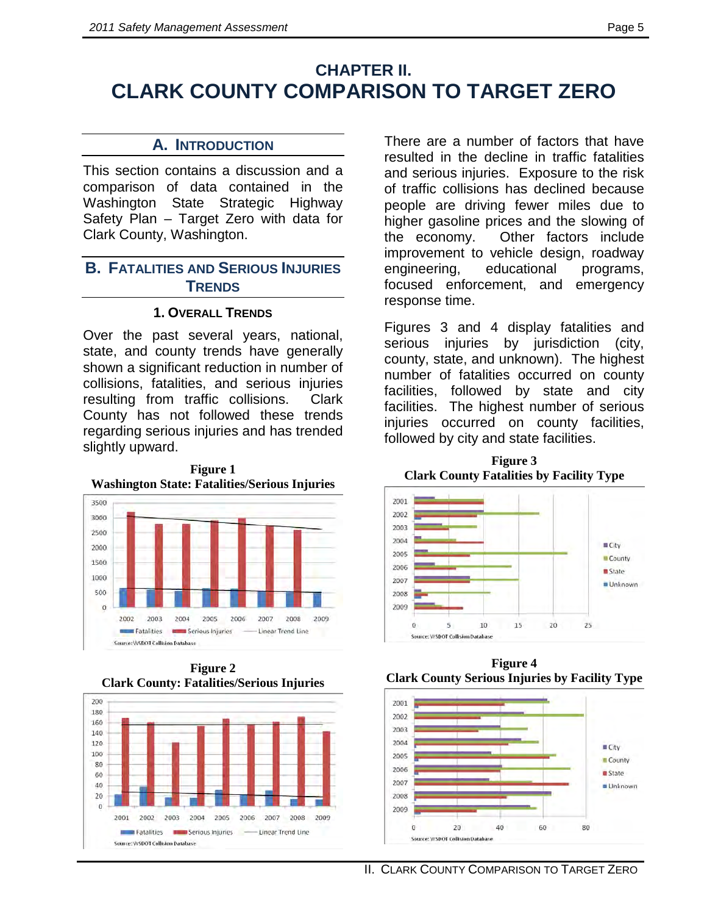# CHAPTER II.
# CLARK COUNTY COMPARISON TO TARGET ZERO

## A. Introduction

This section contains a discussion and a comparison of data contained in the Washington State Strategic Highway Safety Plan – Target Zero with data for Clark County, Washington.

## B. Fatalities and Serious Injuries Trends

### 1. Overall Trends

Over the past several years, national, state, and county trends have generally shown a significant reduction in number of collisions, fatalities, and serious injuries resulting from traffic collisions. Clark County has not followed these trends regarding serious injuries and has trended slightly upward.

**Figure 1**
**Washington State: Fatalities/Serious Injuries**

**Figure 2**
**Clark County: Fatalities/Serious Injuries**

There are a number of factors that have resulted in the decline in traffic fatalities and serious injuries. Exposure to the risk of traffic collisions has declined because people are driving fewer miles due to higher gasoline prices and the slowing of the economy. Other factors include improvement to vehicle design, roadway engineering, educational programs, focused enforcement, and emergency response time.

Figures 3 and 4 display fatalities and serious injuries by jurisdiction (city, county, state, and unknown). The highest number of fatalities occurred on county facilities, followed by state and city facilities. The highest number of serious injuries occurred on county facilities, followed by city and state facilities.

**Figure 3**
**Clark County Fatalities by Facility Type**

**Figure 4**
**Clark County Serious Injuries by Facility Type**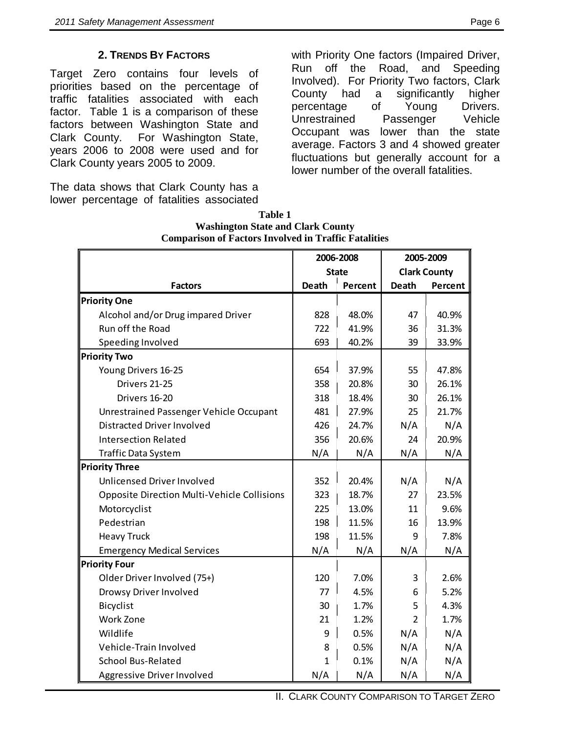## 2. Trends By Factors

Target Zero contains four levels of priorities based on the percentage of traffic fatalities associated with each factor. Table 1 is a comparison of these factors between Washington State and Clark County. For Washington State, years 2006 to 2008 were used and for Clark County years 2005 to 2009.

The data shows that Clark County has a lower percentage of fatalities associated with Priority One factors (Impaired Driver, Run off the Road, and Speeding Involved). For Priority Two factors, Clark County had a significantly higher percentage of Young Drivers. Unrestrained Passenger Vehicle Occupant was lower than the state average. Factors 3 and 4 showed greater fluctuations but generally account for a lower number of the overall fatalities.

**Table 1**
**Washington State and Clark County**
**Comparison of Factors Involved in Traffic Fatalities**

| | 2006-2008 | | 2005-2009 | |
|---|---|---|---|---|
| | State | | Clark County | |
| **Factors** | **Death** | **Percent** | **Death** | **Percent** |
| **Priority One** | | | | |
| Alcohol and/or Drug impared Driver | 828 | 48.0% | 47 | 40.9% |
| Run off the Road | 722 | 41.9% | 36 | 31.3% |
| Speeding Involved | 693 | 40.2% | 39 | 33.9% |
| **Priority Two** | | | | |
| Young Drivers 16-25 | 654 | 37.9% | 55 | 47.8% |
| Drivers 21-25 | 358 | 20.8% | 30 | 26.1% |
| Drivers 16-20 | 318 | 18.4% | 30 | 26.1% |
| Unrestrained Passenger Vehicle Occupant | 481 | 27.9% | 25 | 21.7% |
| Distracted Driver Involved | 426 | 24.7% | N/A | N/A |
| Intersection Related | 356 | 20.6% | 24 | 20.9% |
| Traffic Data System | N/A | N/A | N/A | N/A |
| **Priority Three** | | | | |
| Unlicensed Driver Involved | 352 | 20.4% | N/A | N/A |
| Opposite Direction Multi-Vehicle Collisions | 323 | 18.7% | 27 | 23.5% |
| Motorcyclist | 225 | 13.0% | 11 | 9.6% |
| Pedestrian | 198 | 11.5% | 16 | 13.9% |
| Heavy Truck | 198 | 11.5% | 9 | 7.8% |
| Emergency Medical Services | N/A | N/A | N/A | N/A |
| **Priority Four** | | | | |
| Older Driver Involved (75+) | 120 | 7.0% | 3 | 2.6% |
| Drowsy Driver Involved | 77 | 4.5% | 6 | 5.2% |
| Bicyclist | 30 | 1.7% | 5 | 4.3% |
| Work Zone | 21 | 1.2% | 2 | 1.7% |
| Wildlife | 9 | 0.5% | N/A | N/A |
| Vehicle-Train Involved | 8 | 0.5% | N/A | N/A |
| School Bus-Related | 1 | 0.1% | N/A | N/A |
| Aggressive Driver Involved | N/A | N/A | N/A | N/A |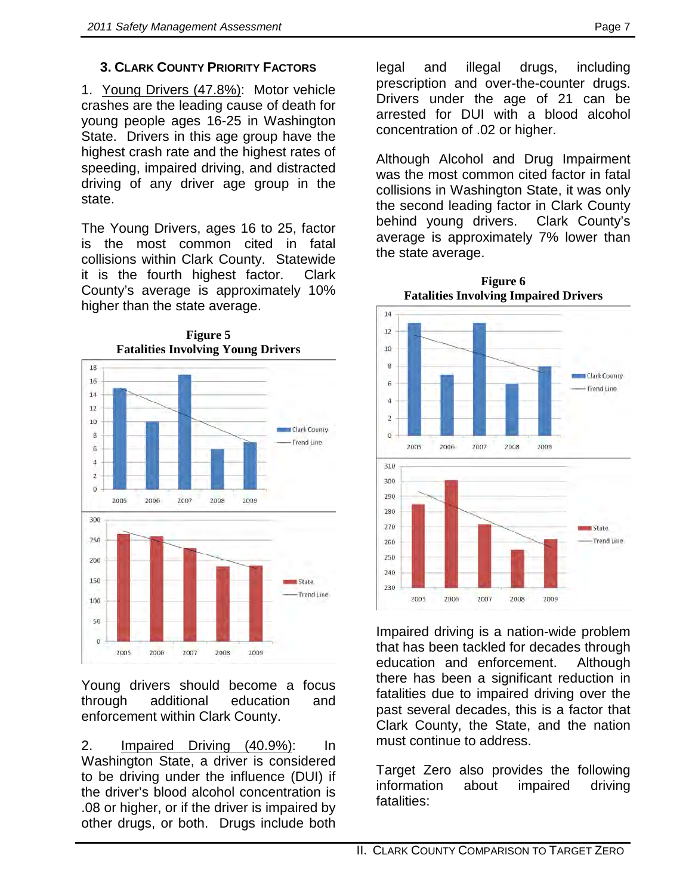### 3. Clark County Priority Factors

1. Young Drivers (47.8%): Motor vehicle crashes are the leading cause of death for young people ages 16-25 in Washington State. Drivers in this age group have the highest crash rate and the highest rates of speeding, impaired driving, and distracted driving of any driver age group in the state.

The Young Drivers, ages 16 to 25, factor is the most common cited in fatal collisions within Clark County. Statewide it is the fourth highest factor. Clark County's average is approximately 10% higher than the state average.

**Figure 5**
**Fatalities Involving Young Drivers**

Young drivers should become a focus through additional education and enforcement within Clark County.

2. Impaired Driving (40.9%): In Washington State, a driver is considered to be driving under the influence (DUI) if the driver's blood alcohol concentration is .08 or higher, or if the driver is impaired by other drugs, or both. Drugs include both legal and illegal drugs, including prescription and over-the-counter drugs. Drivers under the age of 21 can be arrested for DUI with a blood alcohol concentration of .02 or higher.

Although Alcohol and Drug Impairment was the most common cited factor in fatal collisions in Washington State, it was only the second leading factor in Clark County behind young drivers. Clark County's average is approximately 7% lower than the state average.

**Figure 6**
**Fatalities Involving Impaired Drivers**

Impaired driving is a nation-wide problem that has been tackled for decades through education and enforcement. Although there has been a significant reduction in fatalities due to impaired driving over the past several decades, this is a factor that Clark County, the State, and the nation must continue to address.

Target Zero also provides the following information about impaired driving fatalities: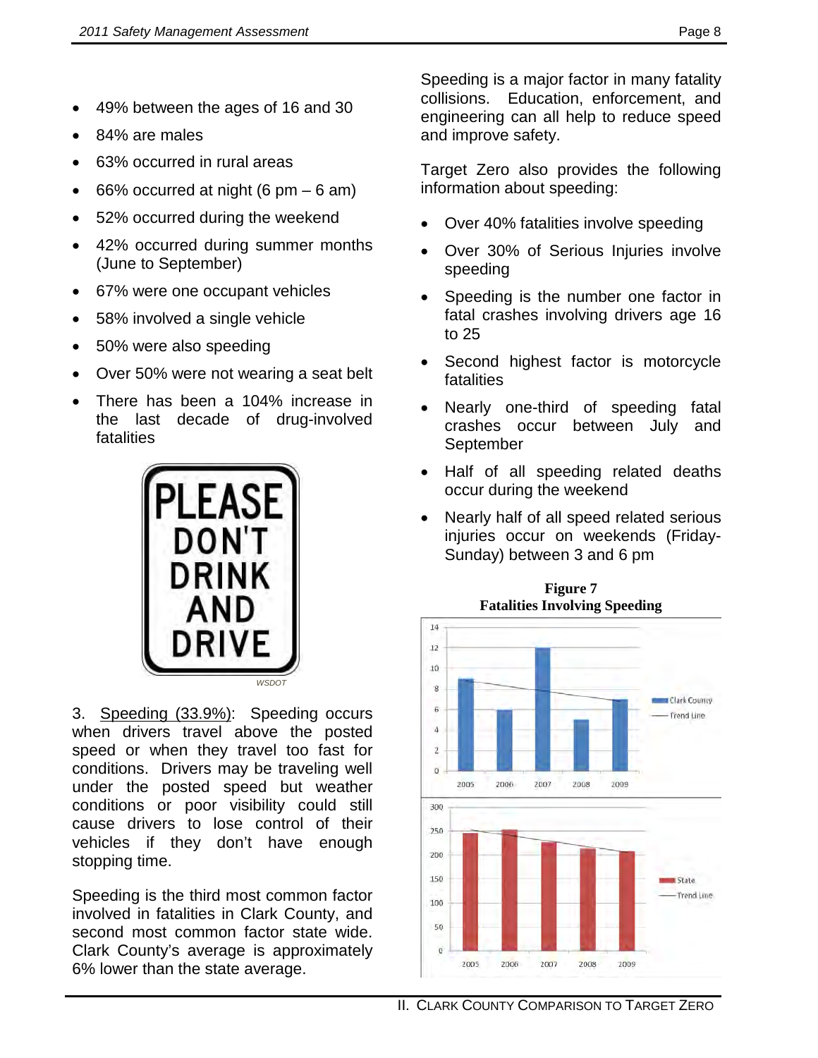- 49% between the ages of 16 and 30
- 84% are males
- 63% occurred in rural areas
- 66% occurred at night (6 pm – 6 am)
- 52% occurred during the weekend
- 42% occurred during summer months (June to September)
- 67% were one occupant vehicles
- 58% involved a single vehicle
- 50% were also speeding
- Over 50% were not wearing a seat belt
- There has been a 104% increase in the last decade of drug-involved fatalities

*WSDOT*

3. Speeding (33.9%): Speeding occurs when drivers travel above the posted speed or when they travel too fast for conditions. Drivers may be traveling well under the posted speed but weather conditions or poor visibility could still cause drivers to lose control of their vehicles if they don't have enough stopping time.

Speeding is the third most common factor involved in fatalities in Clark County, and second most common factor state wide. Clark County's average is approximately 6% lower than the state average.

Speeding is a major factor in many fatality collisions. Education, enforcement, and engineering can all help to reduce speed and improve safety.

Target Zero also provides the following information about speeding:

- Over 40% fatalities involve speeding
- Over 30% of Serious Injuries involve speeding
- Speeding is the number one factor in fatal crashes involving drivers age 16 to 25
- Second highest factor is motorcycle fatalities
- Nearly one-third of speeding fatal crashes occur between July and September
- Half of all speeding related deaths occur during the weekend
- Nearly half of all speed related serious injuries occur on weekends (Friday-Sunday) between 3 and 6 pm

**Figure 7**
**Fatalities Involving Speeding**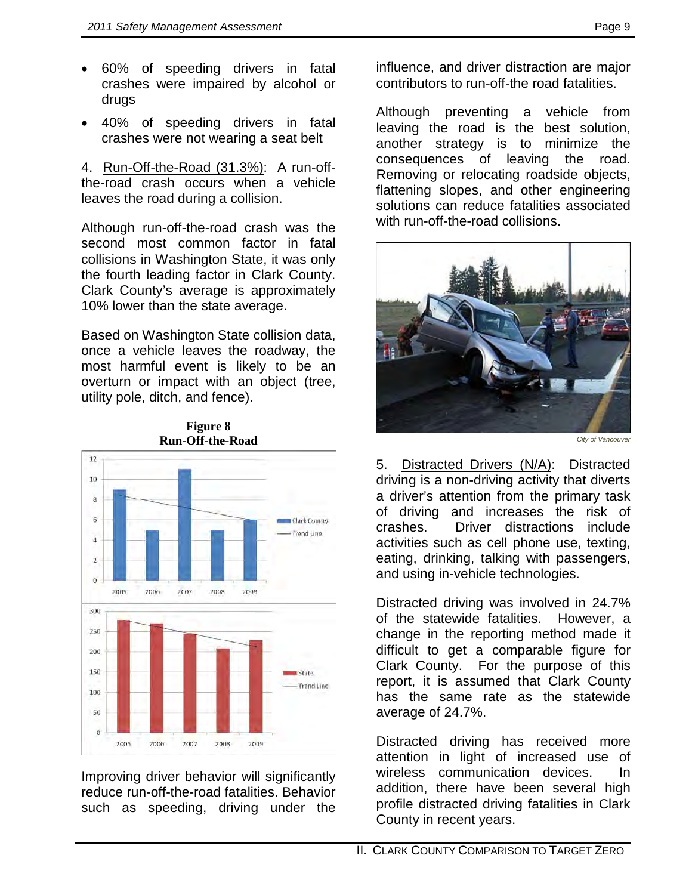- 60% of speeding drivers in fatal crashes were impaired by alcohol or drugs
- 40% of speeding drivers in fatal crashes were not wearing a seat belt

4. Run-Off-the-Road (31.3%): A run-off-the-road crash occurs when a vehicle leaves the road during a collision.

Although run-off-the-road crash was the second most common factor in fatal collisions in Washington State, it was only the fourth leading factor in Clark County. Clark County's average is approximately 10% lower than the state average.

Based on Washington State collision data, once a vehicle leaves the roadway, the most harmful event is likely to be an overturn or impact with an object (tree, utility pole, ditch, and fence).

**Figure 8**
**Run-Off-the-Road**

Improving driver behavior will significantly reduce run-off-the-road fatalities. Behavior such as speeding, driving under the influence, and driver distraction are major contributors to run-off-the road fatalities.

Although preventing a vehicle from leaving the road is the best solution, another strategy is to minimize the consequences of leaving the road. Removing or relocating roadside objects, flattening slopes, and other engineering solutions can reduce fatalities associated with run-off-the-road collisions.

*City of Vancouver*

5. Distracted Drivers (N/A): Distracted driving is a non-driving activity that diverts a driver's attention from the primary task of driving and increases the risk of crashes. Driver distractions include activities such as cell phone use, texting, eating, drinking, talking with passengers, and using in-vehicle technologies.

Distracted driving was involved in 24.7% of the statewide fatalities. However, a change in the reporting method made it difficult to get a comparable figure for Clark County. For the purpose of this report, it is assumed that Clark County has the same rate as the statewide average of 24.7%.

Distracted driving has received more attention in light of increased use of wireless communication devices. In addition, there have been several high profile distracted driving fatalities in Clark County in recent years.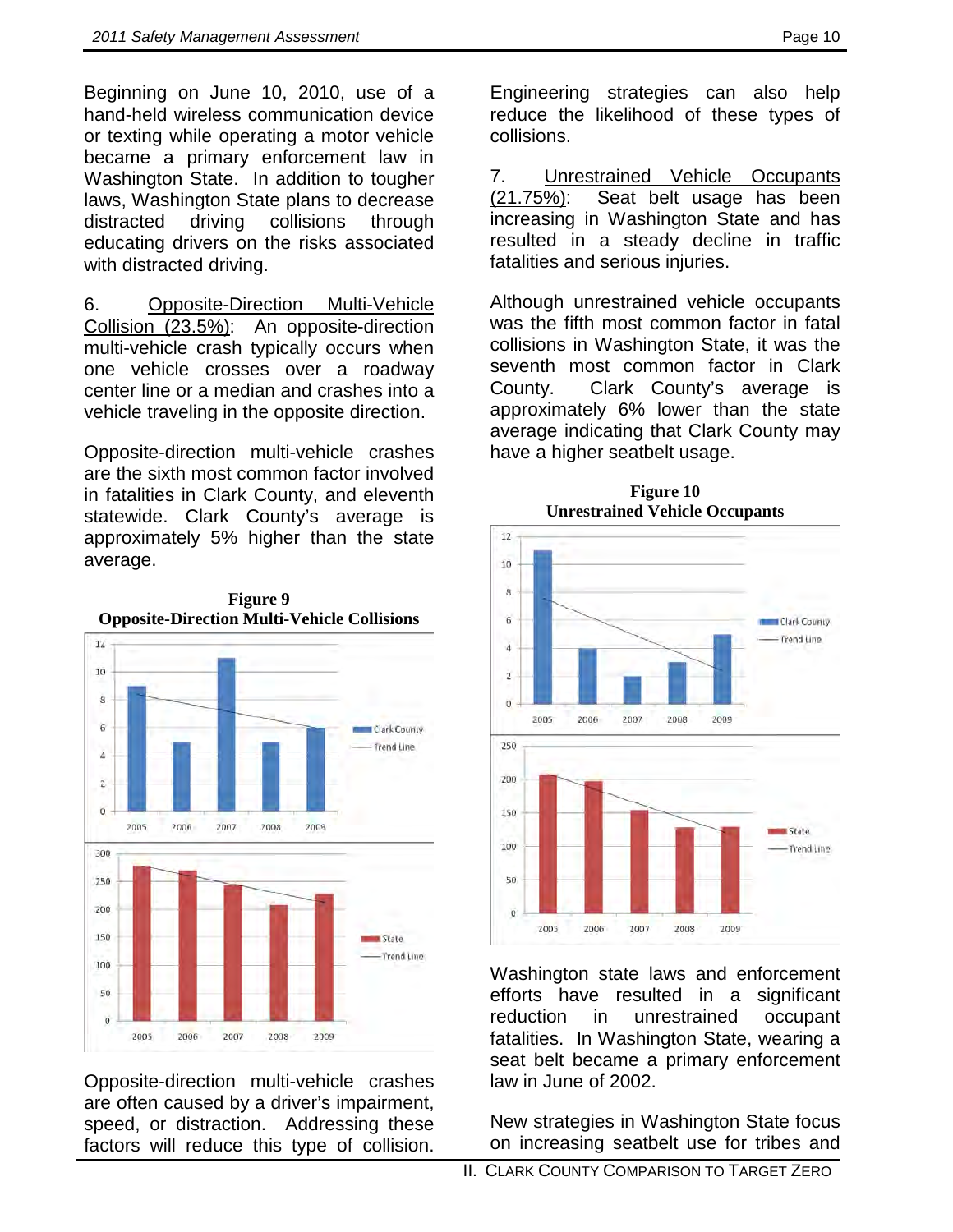Beginning on June 10, 2010, use of a hand-held wireless communication device or texting while operating a motor vehicle became a primary enforcement law in Washington State. In addition to tougher laws, Washington State plans to decrease distracted driving collisions through educating drivers on the risks associated with distracted driving.

6. Opposite-Direction Multi-Vehicle Collision (23.5%): An opposite-direction multi-vehicle crash typically occurs when one vehicle crosses over a roadway center line or a median and crashes into a vehicle traveling in the opposite direction.

Opposite-direction multi-vehicle crashes are the sixth most common factor involved in fatalities in Clark County, and eleventh statewide. Clark County's average is approximately 5% higher than the state average.

**Figure 9**
**Opposite-Direction Multi-Vehicle Collisions**

Opposite-direction multi-vehicle crashes are often caused by a driver's impairment, speed, or distraction. Addressing these factors will reduce this type of collision. Engineering strategies can also help reduce the likelihood of these types of collisions.

7. Unrestrained Vehicle Occupants (21.75%): Seat belt usage has been increasing in Washington State and has resulted in a steady decline in traffic fatalities and serious injuries.

Although unrestrained vehicle occupants was the fifth most common factor in fatal collisions in Washington State, it was the seventh most common factor in Clark County. Clark County's average is approximately 6% lower than the state average indicating that Clark County may have a higher seatbelt usage.

**Figure 10**
**Unrestrained Vehicle Occupants**

Washington state laws and enforcement efforts have resulted in a significant reduction in unrestrained occupant fatalities. In Washington State, wearing a seat belt became a primary enforcement law in June of 2002.

New strategies in Washington State focus on increasing seatbelt use for tribes and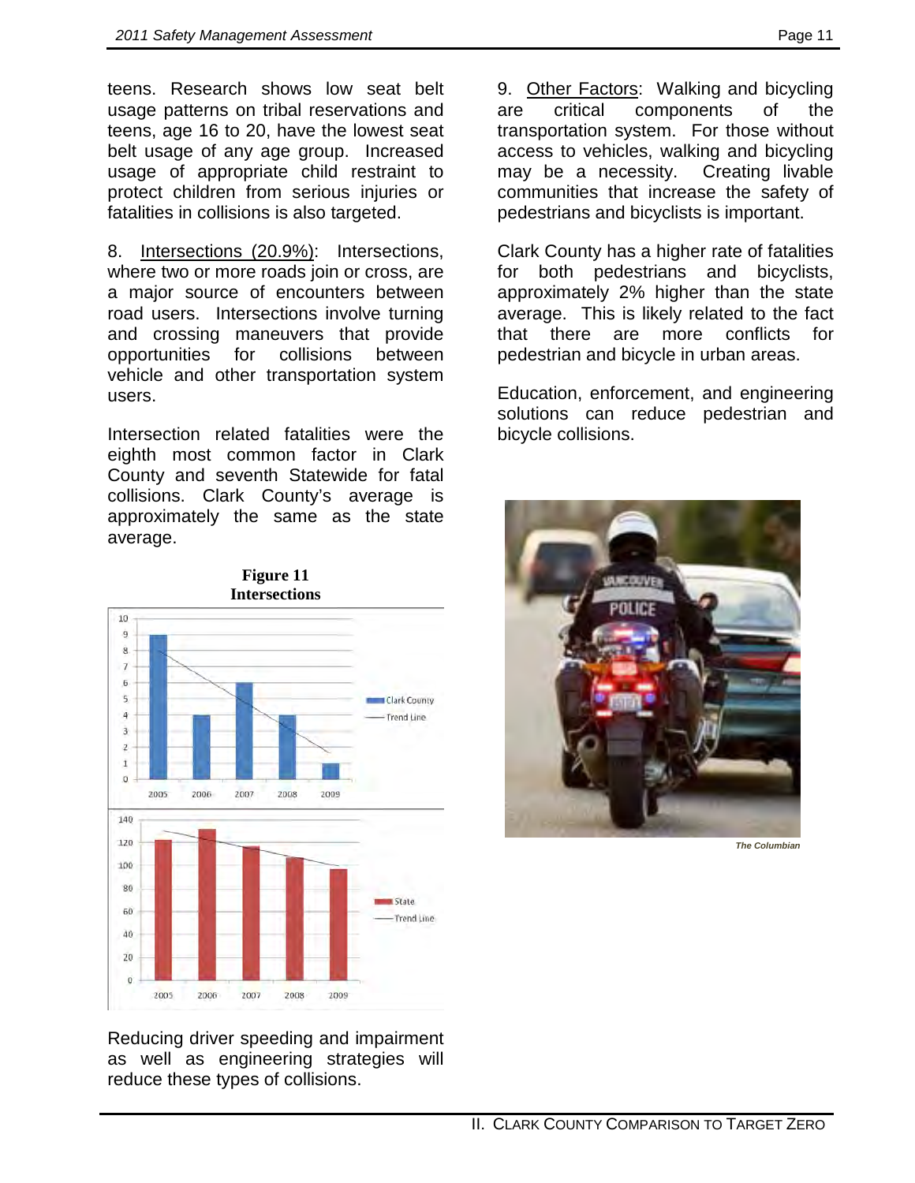teens. Research shows low seat belt usage patterns on tribal reservations and teens, age 16 to 20, have the lowest seat belt usage of any age group. Increased usage of appropriate child restraint to protect children from serious injuries or fatalities in collisions is also targeted.

8. Intersections (20.9%): Intersections, where two or more roads join or cross, are a major source of encounters between road users. Intersections involve turning and crossing maneuvers that provide opportunities for collisions between vehicle and other transportation system users.

Intersection related fatalities were the eighth most common factor in Clark County and seventh Statewide for fatal collisions. Clark County's average is approximately the same as the state average.

**Figure 11**
**Intersections**

Reducing driver speeding and impairment as well as engineering strategies will reduce these types of collisions.

9. Other Factors: Walking and bicycling are critical components of the transportation system. For those without access to vehicles, walking and bicycling may be a necessity. Creating livable communities that increase the safety of pedestrians and bicyclists is important.

Clark County has a higher rate of fatalities for both pedestrians and bicyclists, approximately 2% higher than the state average. This is likely related to the fact that there are more conflicts for pedestrian and bicycle in urban areas.

Education, enforcement, and engineering solutions can reduce pedestrian and bicycle collisions.

*The Columbian*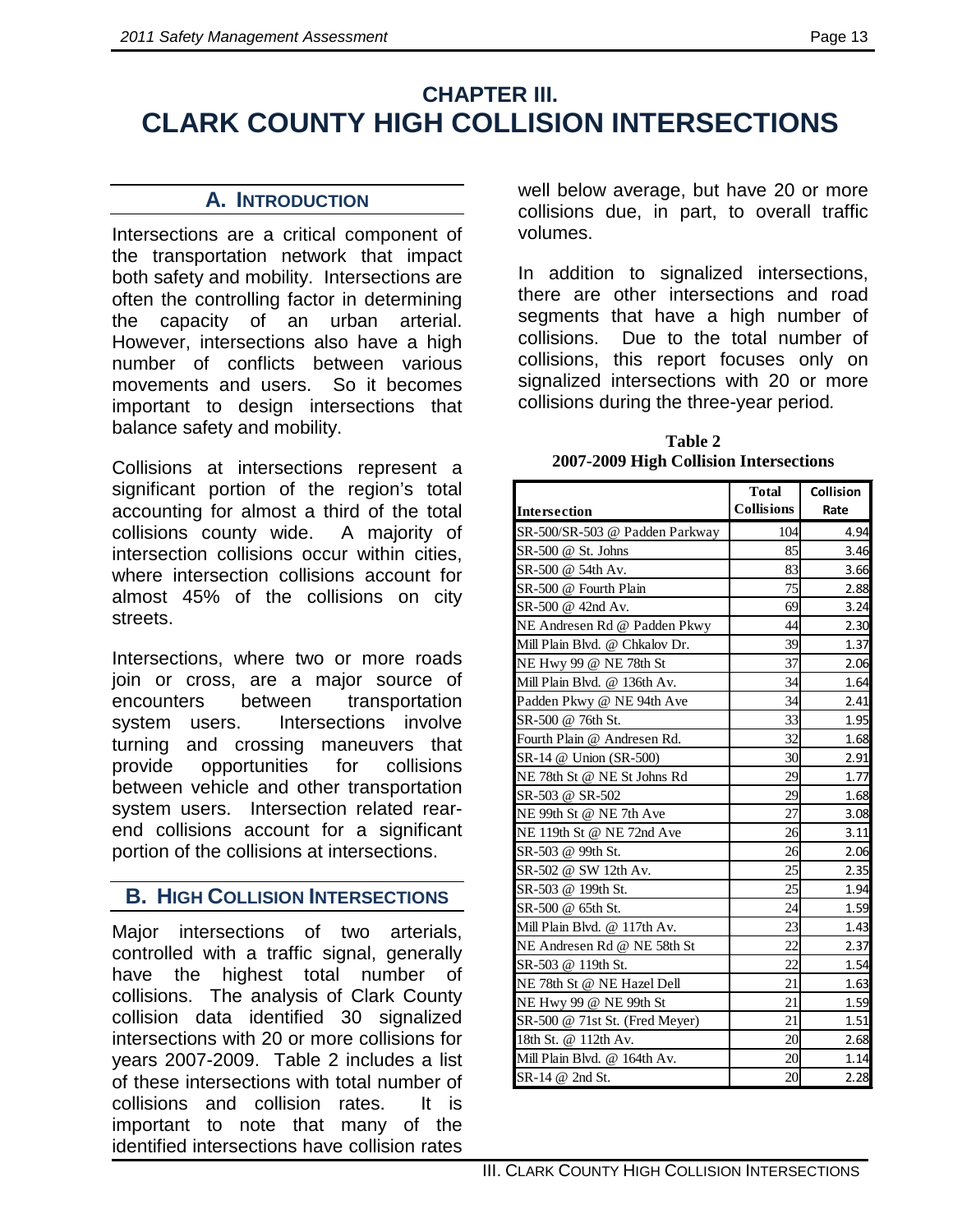# CHAPTER III. CLARK COUNTY HIGH COLLISION INTERSECTIONS

## A. INTRODUCTION

Intersections are a critical component of the transportation network that impact both safety and mobility. Intersections are often the controlling factor in determining the capacity of an urban arterial. However, intersections also have a high number of conflicts between various movements and users. So it becomes important to design intersections that balance safety and mobility.

Collisions at intersections represent a significant portion of the region's total accounting for almost a third of the total collisions county wide. A majority of intersection collisions occur within cities, where intersection collisions account for almost 45% of the collisions on city streets.

Intersections, where two or more roads join or cross, are a major source of encounters between transportation system users. Intersections involve turning and crossing maneuvers that provide opportunities for collisions between vehicle and other transportation system users. Intersection related rear-end collisions account for a significant portion of the collisions at intersections.

## B. HIGH COLLISION INTERSECTIONS

Major intersections of two arterials, controlled with a traffic signal, generally have the highest total number of collisions. The analysis of Clark County collision data identified 30 signalized intersections with 20 or more collisions for years 2007-2009. Table 2 includes a list of these intersections with total number of collisions and collision rates. It is important to note that many of the identified intersections have collision rates well below average, but have 20 or more collisions due, in part, to overall traffic volumes.

In addition to signalized intersections, there are other intersections and road segments that have a high number of collisions. Due to the total number of collisions, this report focuses only on signalized intersections with 20 or more collisions during the three-year period.

**Table 2**
**2007-2009 High Collision Intersections**

| Intersection | Total Collisions | Collision Rate |
|---|---|---|
| SR-500/SR-503 @ Padden Parkway | 104 | 4.94 |
| SR-500 @ St. Johns | 85 | 3.46 |
| SR-500 @ 54th Av. | 83 | 3.66 |
| SR-500 @ Fourth Plain | 75 | 2.88 |
| SR-500 @ 42nd Av. | 69 | 3.24 |
| NE Andresen Rd @ Padden Pkwy | 44 | 2.30 |
| Mill Plain Blvd. @ Chkalov Dr. | 39 | 1.37 |
| NE Hwy 99 @ NE 78th St | 37 | 2.06 |
| Mill Plain Blvd. @ 136th Av. | 34 | 1.64 |
| Padden Pkwy @ NE 94th Ave | 34 | 2.41 |
| SR-500 @ 76th St. | 33 | 1.95 |
| Fourth Plain @ Andresen Rd. | 32 | 1.68 |
| SR-14 @ Union (SR-500) | 30 | 2.91 |
| NE 78th St @ NE St Johns Rd | 29 | 1.77 |
| SR-503 @ SR-502 | 29 | 1.68 |
| NE 99th St @ NE 7th Ave | 27 | 3.08 |
| NE 119th St @ NE 72nd Ave | 26 | 3.11 |
| SR-503 @ 99th St. | 26 | 2.06 |
| SR-502 @ SW 12th Av. | 25 | 2.35 |
| SR-503 @ 199th St. | 25 | 1.94 |
| SR-500 @ 65th St. | 24 | 1.59 |
| Mill Plain Blvd. @ 117th Av. | 23 | 1.43 |
| NE Andresen Rd @ NE 58th St | 22 | 2.37 |
| SR-503 @ 119th St. | 22 | 1.54 |
| NE 78th St @ NE Hazel Dell | 21 | 1.63 |
| NE Hwy 99 @ NE 99th St | 21 | 1.59 |
| SR-500 @ 71st St. (Fred Meyer) | 21 | 1.51 |
| 18th St. @ 112th Av. | 20 | 2.68 |
| Mill Plain Blvd. @ 164th Av. | 20 | 1.14 |
| SR-14 @ 2nd St. | 20 | 2.28 |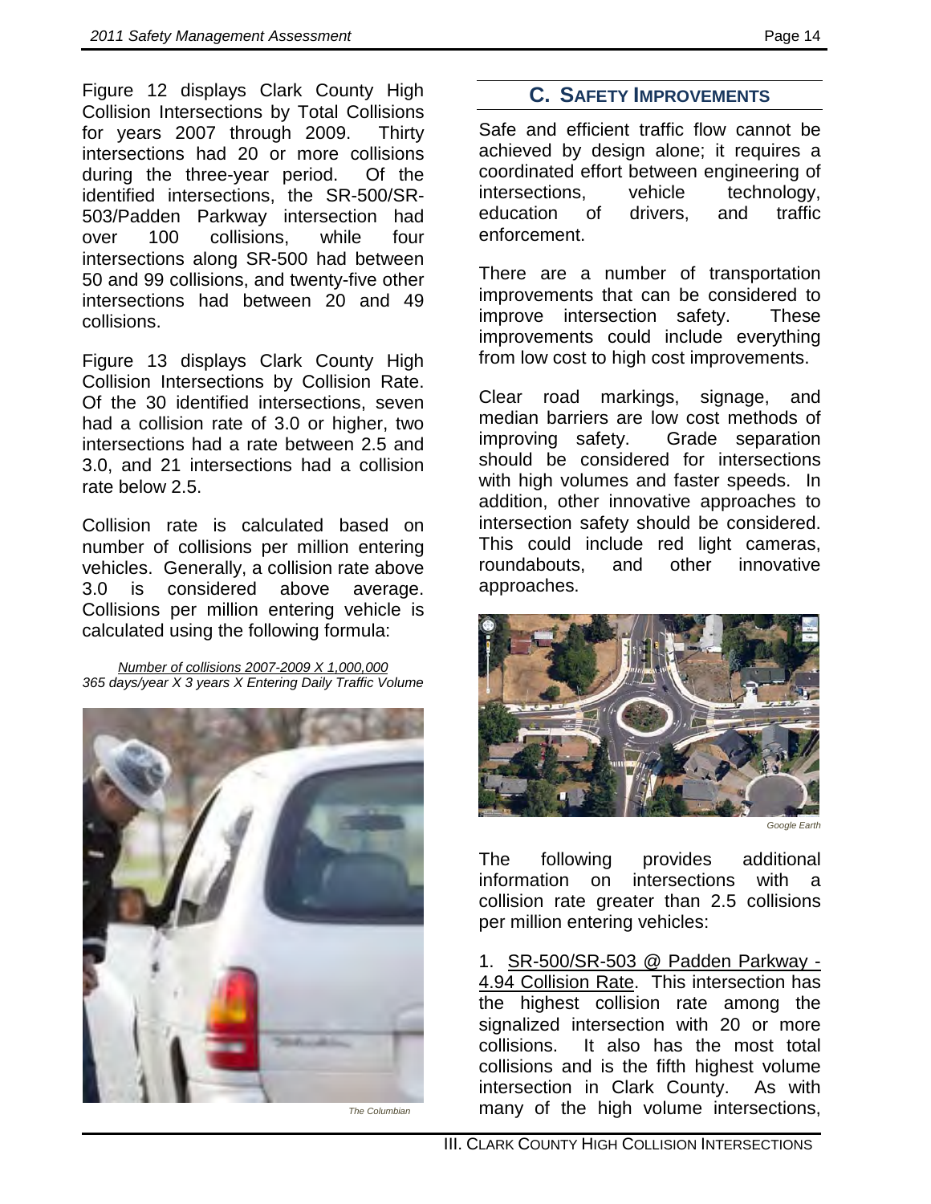Figure 12 displays Clark County High Collision Intersections by Total Collisions for years 2007 through 2009. Thirty intersections had 20 or more collisions during the three-year period. Of the identified intersections, the SR-500/SR-503/Padden Parkway intersection had over 100 collisions, while four intersections along SR-500 had between 50 and 99 collisions, and twenty-five other intersections had between 20 and 49 collisions.

Figure 13 displays Clark County High Collision Intersections by Collision Rate. Of the 30 identified intersections, seven had a collision rate of 3.0 or higher, two intersections had a rate between 2.5 and 3.0, and 21 intersections had a collision rate below 2.5.

Collision rate is calculated based on number of collisions per million entering vehicles. Generally, a collision rate above 3.0 is considered above average. Collisions per million entering vehicle is calculated using the following formula:

$$\frac{\text{Number of collisions 2007-2009} \times 1{,}000{,}000}{365 \text{ days/year} \times 3 \text{ years} \times \text{Entering Daily Traffic Volume}}$$

*The Columbian*

## C. Safety Improvements

Safe and efficient traffic flow cannot be achieved by design alone; it requires a coordinated effort between engineering of intersections, vehicle technology, education of drivers, and traffic enforcement.

There are a number of transportation improvements that can be considered to improve intersection safety. These improvements could include everything from low cost to high cost improvements.

Clear road markings, signage, and median barriers are low cost methods of improving safety. Grade separation should be considered for intersections with high volumes and faster speeds. In addition, other innovative approaches to intersection safety should be considered. This could include red light cameras, roundabouts, and other innovative approaches.

*Google Earth*

The following provides additional information on intersections with a collision rate greater than 2.5 collisions per million entering vehicles:

1. SR-500/SR-503 @ Padden Parkway - 4.94 Collision Rate. This intersection has the highest collision rate among the signalized intersection with 20 or more collisions. It also has the most total collisions and is the fifth highest volume intersection in Clark County. As with many of the high volume intersections,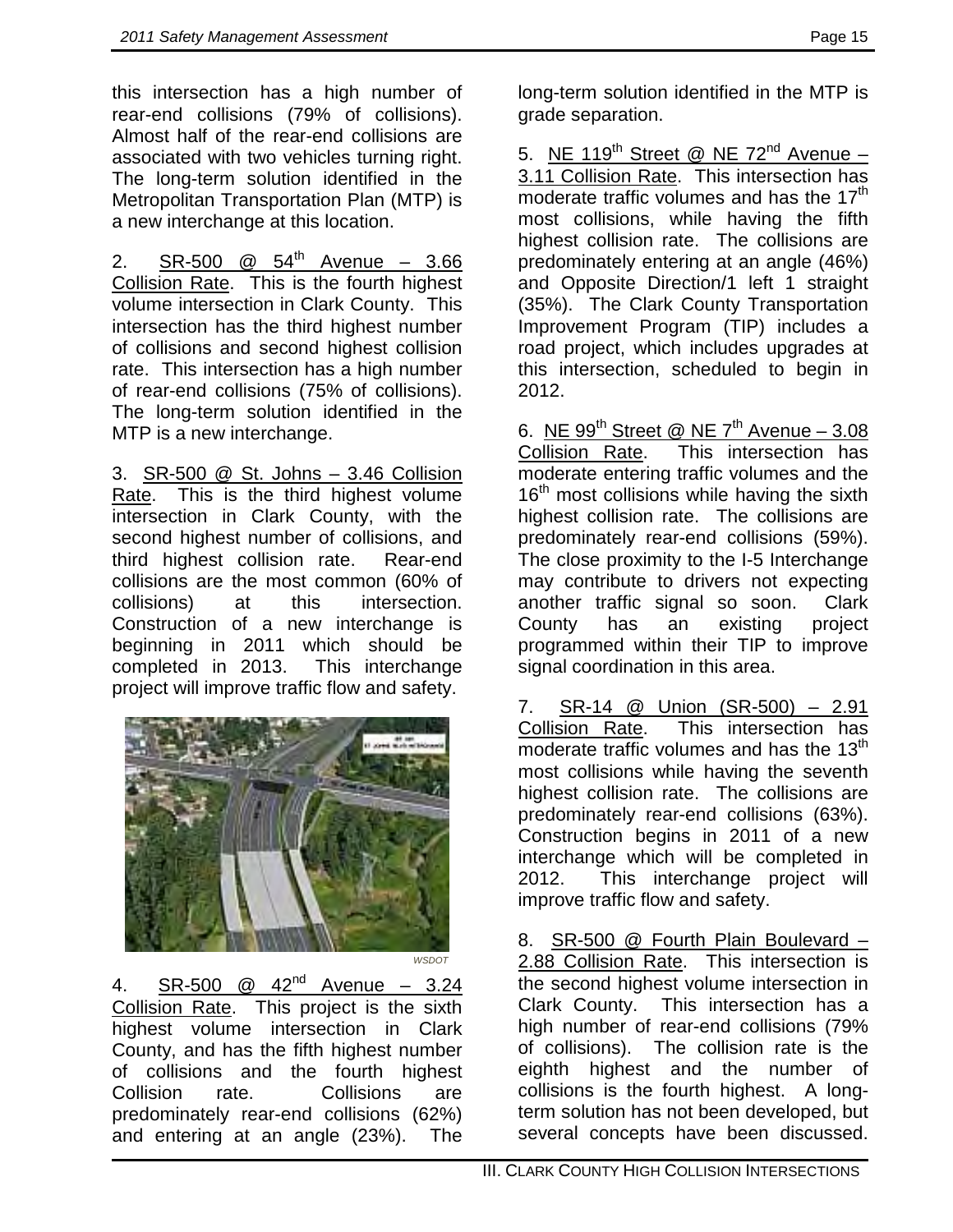this intersection has a high number of rear-end collisions (79% of collisions). Almost half of the rear-end collisions are associated with two vehicles turning right. The long-term solution identified in the Metropolitan Transportation Plan (MTP) is a new interchange at this location.

2. SR-500 @ 54th Avenue – 3.66 Collision Rate. This is the fourth highest volume intersection in Clark County. This intersection has the third highest number of collisions and second highest collision rate. This intersection has a high number of rear-end collisions (75% of collisions). The long-term solution identified in the MTP is a new interchange.

3. SR-500 @ St. Johns – 3.46 Collision Rate. This is the third highest volume intersection in Clark County, with the second highest number of collisions, and third highest collision rate. Rear-end collisions are the most common (60% of collisions) at this intersection. Construction of a new interchange is beginning in 2011 which should be completed in 2013. This interchange project will improve traffic flow and safety.

WSDOT

4. SR-500 @ 42nd Avenue – 3.24 Collision Rate. This project is the sixth highest volume intersection in Clark County, and has the fifth highest number of collisions and the fourth highest Collision rate. Collisions are predominately rear-end collisions (62%) and entering at an angle (23%). The long-term solution identified in the MTP is grade separation.

5. NE 119th Street @ NE 72nd Avenue – 3.11 Collision Rate. This intersection has moderate traffic volumes and has the 17th most collisions, while having the fifth highest collision rate. The collisions are predominately entering at an angle (46%) and Opposite Direction/1 left 1 straight (35%). The Clark County Transportation Improvement Program (TIP) includes a road project, which includes upgrades at this intersection, scheduled to begin in 2012.

6. NE 99th Street @ NE 7th Avenue – 3.08 Collision Rate. This intersection has moderate entering traffic volumes and the 16th most collisions while having the sixth highest collision rate. The collisions are predominately rear-end collisions (59%). The close proximity to the I-5 Interchange may contribute to drivers not expecting another traffic signal so soon. Clark County has an existing project programmed within their TIP to improve signal coordination in this area.

7. SR-14 @ Union (SR-500) – 2.91 Collision Rate. This intersection has moderate traffic volumes and has the 13th most collisions while having the seventh highest collision rate. The collisions are predominately rear-end collisions (63%). Construction begins in 2011 of a new interchange which will be completed in 2012. This interchange project will improve traffic flow and safety.

8. SR-500 @ Fourth Plain Boulevard – 2.88 Collision Rate. This intersection is the second highest volume intersection in Clark County. This intersection has a high number of rear-end collisions (79% of collisions). The collision rate is the eighth highest and the number of collisions is the fourth highest. A long-term solution has not been developed, but several concepts have been discussed.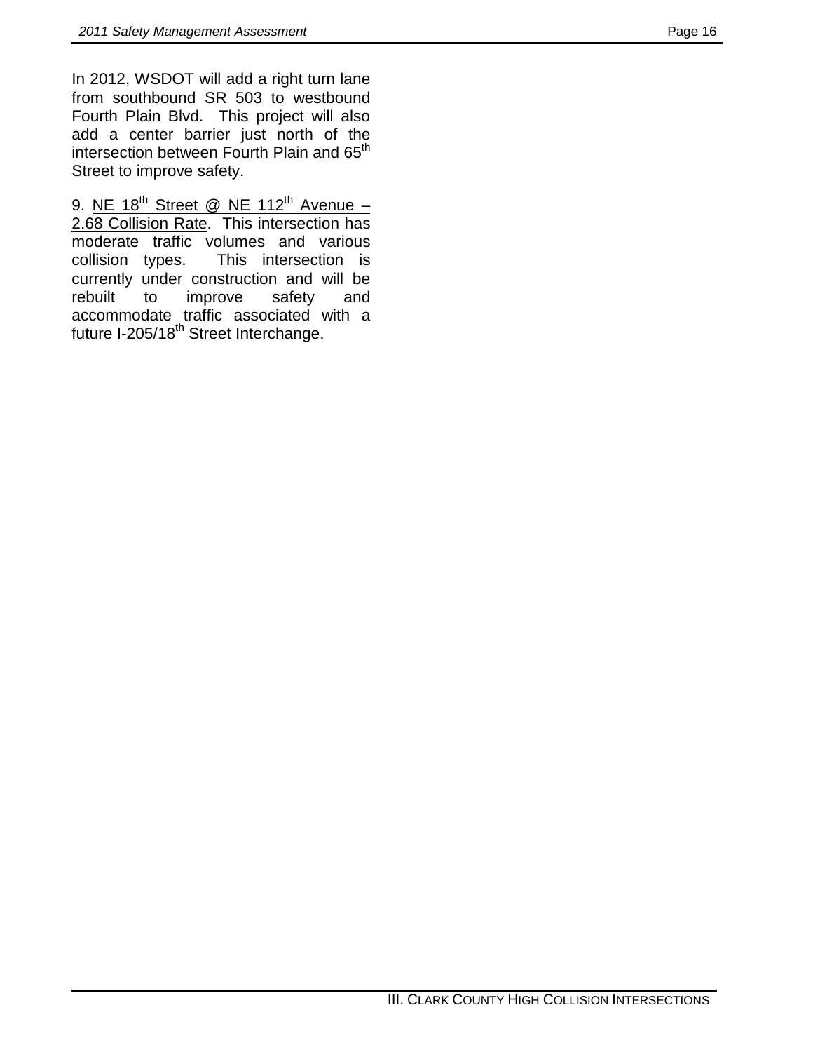In 2012, WSDOT will add a right turn lane from southbound SR 503 to westbound Fourth Plain Blvd. This project will also add a center barrier just north of the intersection between Fourth Plain and 65th Street to improve safety.

9. NE 18th Street @ NE 112th Avenue – 2.68 Collision Rate. This intersection has moderate traffic volumes and various collision types. This intersection is currently under construction and will be rebuilt to improve safety and accommodate traffic associated with a future I-205/18th Street Interchange.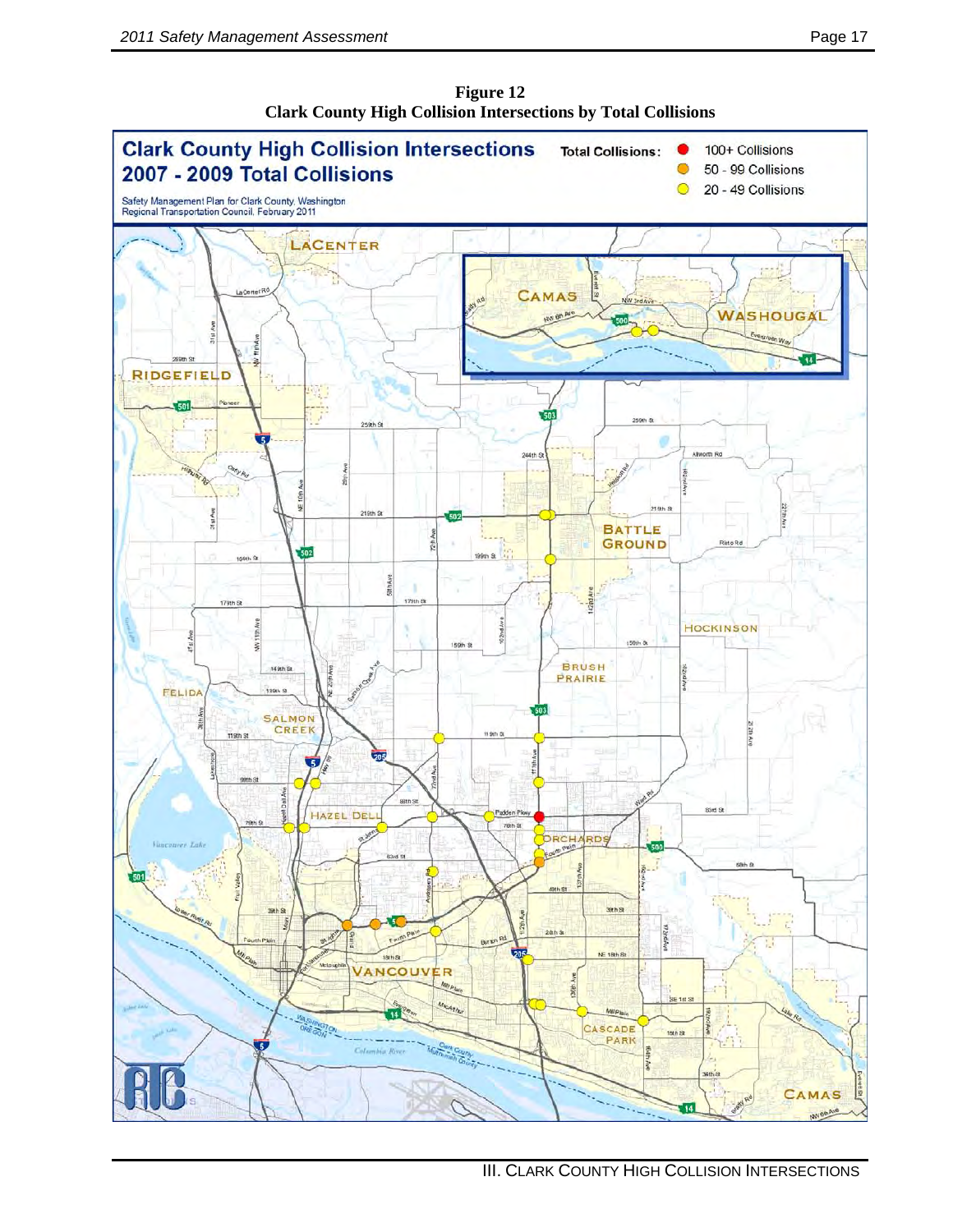**Figure 12**
**Clark County High Collision Intersections by Total Collisions**

## Clark County High Collision Intersections 2007 - 2009 Total Collisions

Safety Management Plan for Clark County, Washington
Regional Transportation Council, February 2011

Total Collisions:

- 100+ Collisions
- 50 - 99 Collisions
- 20 - 49 Collisions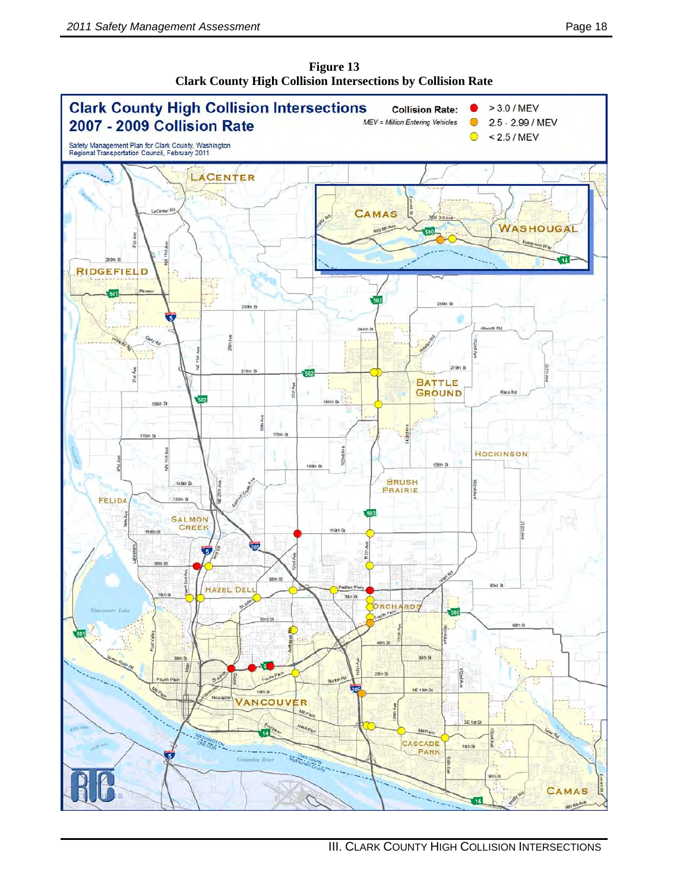**Figure 13**
**Clark County High Collision Intersections by Collision Rate**

Clark County High Collision Intersections
2007 - 2009 Collision Rate

Safety Management Plan for Clark County, Washington
Regional Transportation Council, February 2011

Collision Rate:
MEV = Million Entering Vehicles

> 3.0 / MEV
2.5 - 2.99 / MEV
< 2.5 / MEV